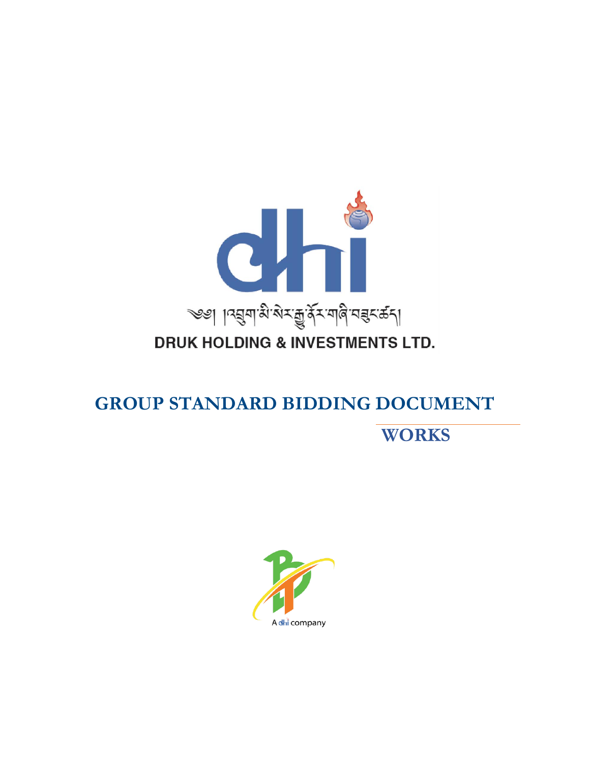༄༅། །འབྲུག་མི་སེར་རྒྱུ་ནོར་གཞི་བཙུགས་ཚད།

DRUK HOLDING & INVESTMENTS LTD.

# GROUP STANDARD BIDDING DOCUMENT

## WORKS

A dhi company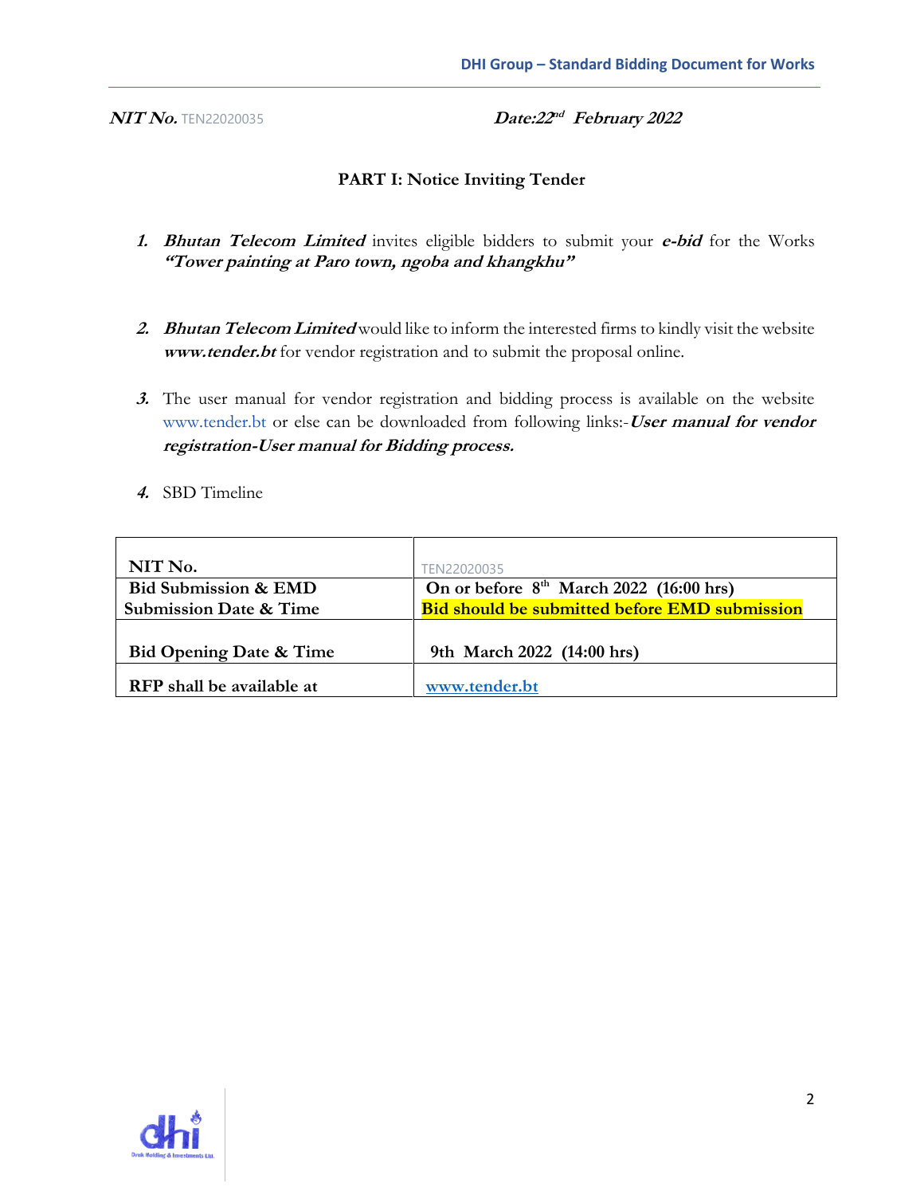***NIT No.*** TEN22020035 ***Date:22nd February 2022***

## PART I: Notice Inviting Tender

1. ***Bhutan Telecom Limited*** invites eligible bidders to submit your ***e-bid*** for the Works ***"Tower painting at Paro town, ngoba and khangkhu"***

2. ***Bhutan Telecom Limited*** would like to inform the interested firms to kindly visit the website ***www.tender.bt*** for vendor registration and to submit the proposal online.

3. The user manual for vendor registration and bidding process is available on the website www.tender.bt or else can be downloaded from following links:-***User manual for vendor registration-User manual for Bidding process.***

4. SBD Timeline

| **NIT No.** | TEN22020035 |
|---|---|
| **Bid Submission & EMD Submission Date & Time** | **On or before 8th March 2022 (16:00 hrs)**<br>**Bid should be submitted before EMD submission** |
| **Bid Opening Date & Time** | **9th March 2022 (14:00 hrs)** |
| **RFP shall be available at** | **www.tender.bt** |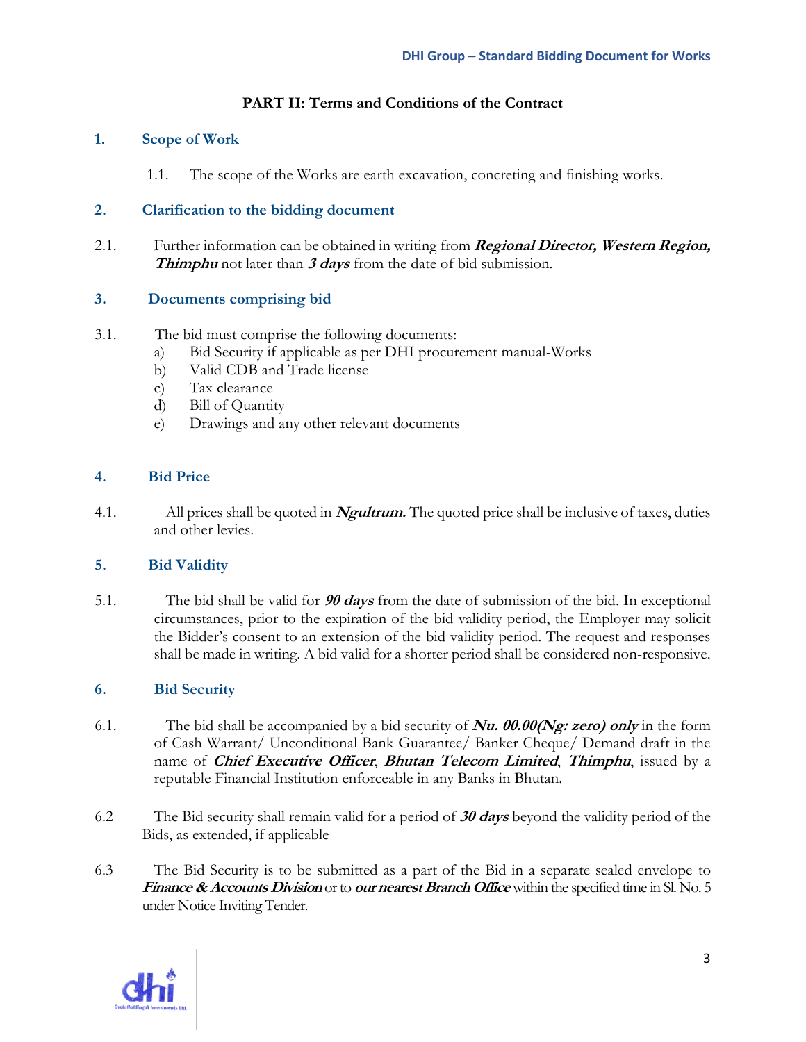## PART II: Terms and Conditions of the Contract

### 1. Scope of Work

1.1. The scope of the Works are earth excavation, concreting and finishing works.

### 2. Clarification to the bidding document

2.1. Further information can be obtained in writing from ***Regional Director, Western Region, Thimphu*** not later than ***3 days*** from the date of bid submission.

### 3. Documents comprising bid

3.1. The bid must comprise the following documents:

a) Bid Security if applicable as per DHI procurement manual-Works
b) Valid CDB and Trade license
c) Tax clearance
d) Bill of Quantity
e) Drawings and any other relevant documents

### 4. Bid Price

4.1. All prices shall be quoted in ***Ngultrum.*** The quoted price shall be inclusive of taxes, duties and other levies.

### 5. Bid Validity

5.1. The bid shall be valid for ***90 days*** from the date of submission of the bid. In exceptional circumstances, prior to the expiration of the bid validity period, the Employer may solicit the Bidder's consent to an extension of the bid validity period. The request and responses shall be made in writing. A bid valid for a shorter period shall be considered non-responsive.

### 6. Bid Security

6.1. The bid shall be accompanied by a bid security of ***Nu. 00.00(Ng: zero) only*** in the form of Cash Warrant/ Unconditional Bank Guarantee/ Banker Cheque/ Demand draft in the name of ***Chief Executive Officer***, ***Bhutan Telecom Limited***, ***Thimphu***, issued by a reputable Financial Institution enforceable in any Banks in Bhutan.

6.2 The Bid security shall remain valid for a period of ***30 days*** beyond the validity period of the Bids, as extended, if applicable

6.3 The Bid Security is to be submitted as a part of the Bid in a separate sealed envelope to ***Finance & Accounts Division*** or to ***our nearest Branch Office*** within the specified time in Sl. No. 5 under Notice Inviting Tender.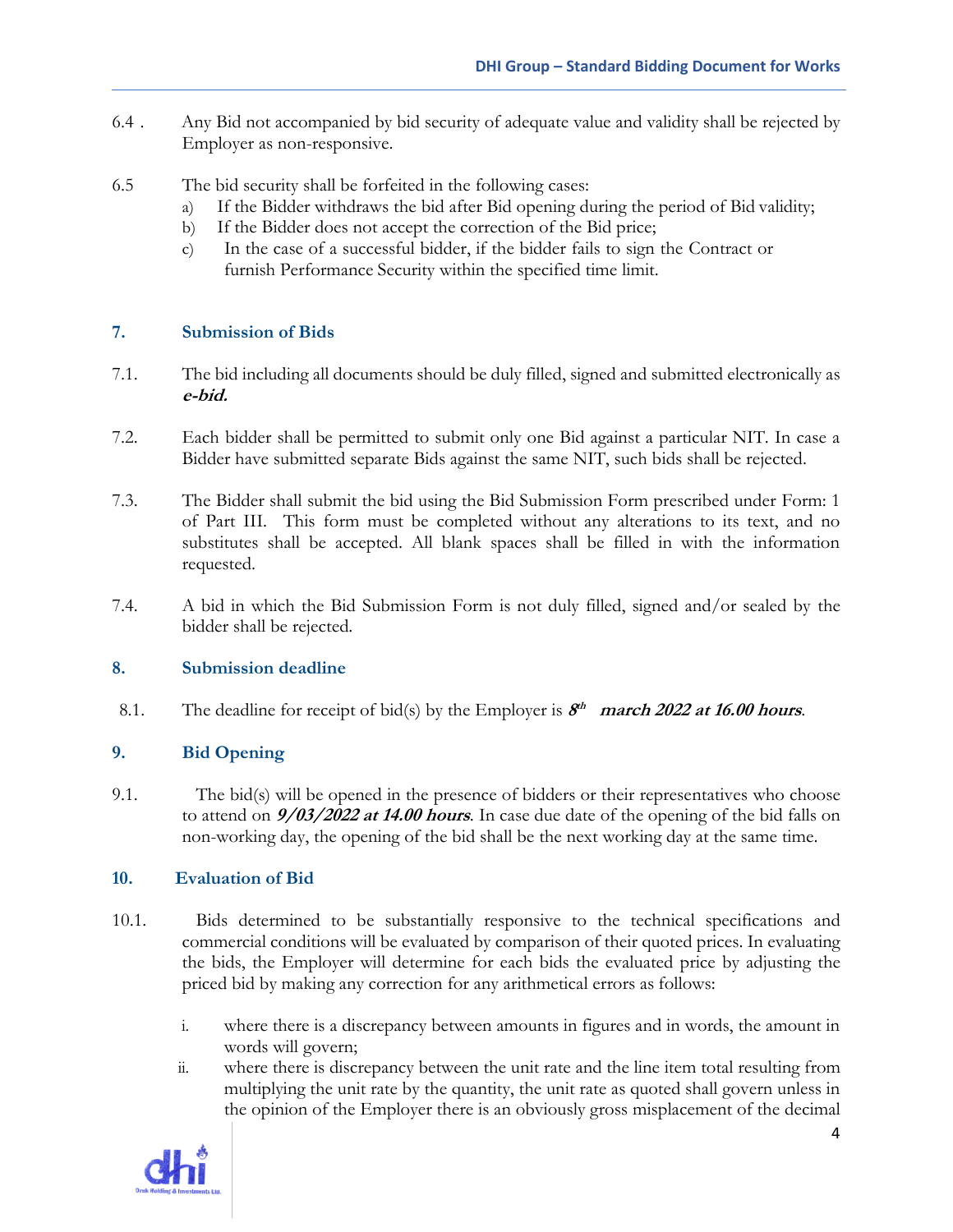6.4 . Any Bid not accompanied by bid security of adequate value and validity shall be rejected by Employer as non-responsive.

6.5 The bid security shall be forfeited in the following cases:

a) If the Bidder withdraws the bid after Bid opening during the period of Bid validity;
b) If the Bidder does not accept the correction of the Bid price;
c) In the case of a successful bidder, if the bidder fails to sign the Contract or furnish Performance Security within the specified time limit.

## 7. Submission of Bids

7.1. The bid including all documents should be duly filled, signed and submitted electronically as ***e-bid.***

7.2. Each bidder shall be permitted to submit only one Bid against a particular NIT. In case a Bidder have submitted separate Bids against the same NIT, such bids shall be rejected.

7.3. The Bidder shall submit the bid using the Bid Submission Form prescribed under Form: 1 of Part III. This form must be completed without any alterations to its text, and no substitutes shall be accepted. All blank spaces shall be filled in with the information requested.

7.4. A bid in which the Bid Submission Form is not duly filled, signed and/or sealed by the bidder shall be rejected.

## 8. Submission deadline

8.1. The deadline for receipt of bid(s) by the Employer is ***8th march 2022 at 16.00 hours***.

## 9. Bid Opening

9.1. The bid(s) will be opened in the presence of bidders or their representatives who choose to attend on ***9/03/2022 at 14.00 hours***. In case due date of the opening of the bid falls on non-working day, the opening of the bid shall be the next working day at the same time.

## 10. Evaluation of Bid

10.1. Bids determined to be substantially responsive to the technical specifications and commercial conditions will be evaluated by comparison of their quoted prices. In evaluating the bids, the Employer will determine for each bids the evaluated price by adjusting the priced bid by making any correction for any arithmetical errors as follows:

i. where there is a discrepancy between amounts in figures and in words, the amount in words will govern;
ii. where there is discrepancy between the unit rate and the line item total resulting from multiplying the unit rate by the quantity, the unit rate as quoted shall govern unless in the opinion of the Employer there is an obviously gross misplacement of the decimal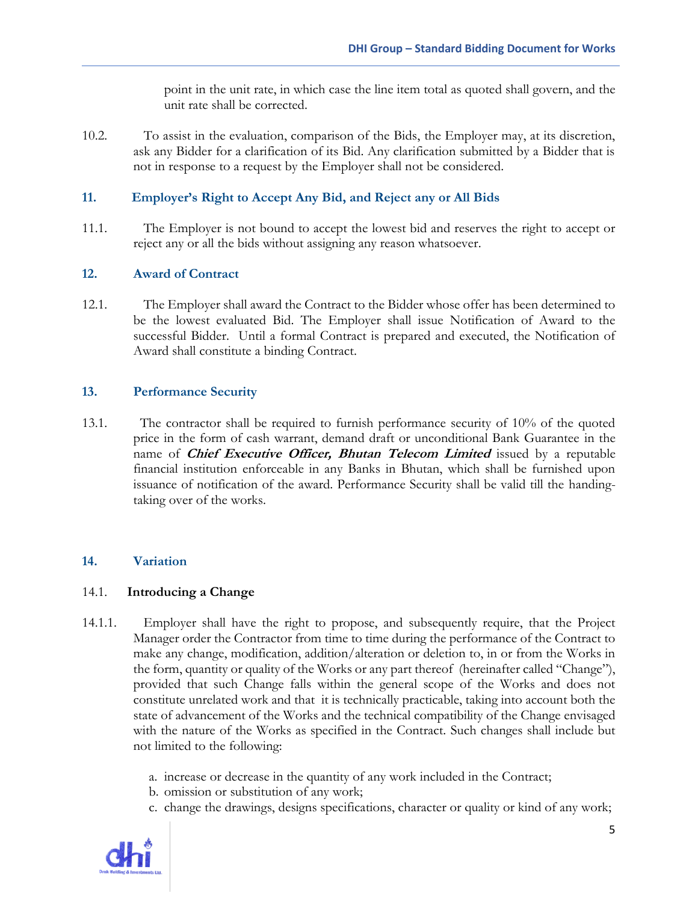point in the unit rate, in which case the line item total as quoted shall govern, and the unit rate shall be corrected.

10.2. To assist in the evaluation, comparison of the Bids, the Employer may, at its discretion, ask any Bidder for a clarification of its Bid. Any clarification submitted by a Bidder that is not in response to a request by the Employer shall not be considered.

## 11. Employer's Right to Accept Any Bid, and Reject any or All Bids

11.1. The Employer is not bound to accept the lowest bid and reserves the right to accept or reject any or all the bids without assigning any reason whatsoever.

## 12. Award of Contract

12.1. The Employer shall award the Contract to the Bidder whose offer has been determined to be the lowest evaluated Bid. The Employer shall issue Notification of Award to the successful Bidder. Until a formal Contract is prepared and executed, the Notification of Award shall constitute a binding Contract.

## 13. Performance Security

13.1. The contractor shall be required to furnish performance security of 10% of the quoted price in the form of cash warrant, demand draft or unconditional Bank Guarantee in the name of ***Chief Executive Officer, Bhutan Telecom Limited*** issued by a reputable financial institution enforceable in any Banks in Bhutan, which shall be furnished upon issuance of notification of the award. Performance Security shall be valid till the handing-taking over of the works.

## 14. Variation

### 14.1. Introducing a Change

14.1.1. Employer shall have the right to propose, and subsequently require, that the Project Manager order the Contractor from time to time during the performance of the Contract to make any change, modification, addition/alteration or deletion to, in or from the Works in the form, quantity or quality of the Works or any part thereof (hereinafter called "Change"), provided that such Change falls within the general scope of the Works and does not constitute unrelated work and that it is technically practicable, taking into account both the state of advancement of the Works and the technical compatibility of the Change envisaged with the nature of the Works as specified in the Contract. Such changes shall include but not limited to the following:

a. increase or decrease in the quantity of any work included in the Contract;
b. omission or substitution of any work;
c. change the drawings, designs specifications, character or quality or kind of any work;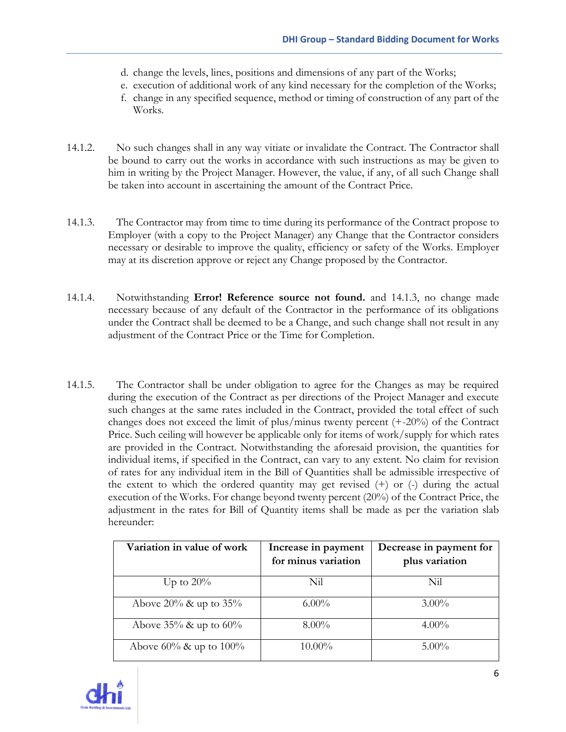d. change the levels, lines, positions and dimensions of any part of the Works;
e. execution of additional work of any kind necessary for the completion of the Works;
f. change in any specified sequence, method or timing of construction of any part of the Works.

14.1.2. No such changes shall in any way vitiate or invalidate the Contract. The Contractor shall be bound to carry out the works in accordance with such instructions as may be given to him in writing by the Project Manager. However, the value, if any, of all such Change shall be taken into account in ascertaining the amount of the Contract Price.

14.1.3. The Contractor may from time to time during its performance of the Contract propose to Employer (with a copy to the Project Manager) any Change that the Contractor considers necessary or desirable to improve the quality, efficiency or safety of the Works. Employer may at its discretion approve or reject any Change proposed by the Contractor.

14.1.4. Notwithstanding **Error! Reference source not found.** and 14.1.3, no change made necessary because of any default of the Contractor in the performance of its obligations under the Contract shall be deemed to be a Change, and such change shall not result in any adjustment of the Contract Price or the Time for Completion.

14.1.5. The Contractor shall be under obligation to agree for the Changes as may be required during the execution of the Contract as per directions of the Project Manager and execute such changes at the same rates included in the Contract, provided the total effect of such changes does not exceed the limit of plus/minus twenty percent (+-20%) of the Contract Price. Such ceiling will however be applicable only for items of work/supply for which rates are provided in the Contract. Notwithstanding the aforesaid provision, the quantities for individual items, if specified in the Contract, can vary to any extent. No claim for revision of rates for any individual item in the Bill of Quantities shall be admissible irrespective of the extent to which the ordered quantity may get revised (+) or (-) during the actual execution of the Works. For change beyond twenty percent (20%) of the Contract Price, the adjustment in the rates for Bill of Quantity items shall be made as per the variation slab hereunder:

| Variation in value of work | Increase in payment for minus variation | Decrease in payment for plus variation |
|---|---|---|
| Up to 20% | Nil | Nil |
| Above 20% & up to 35% | 6.00% | 3.00% |
| Above 35% & up to 60% | 8.00% | 4.00% |
| Above 60% & up to 100% | 10.00% | 5.00% |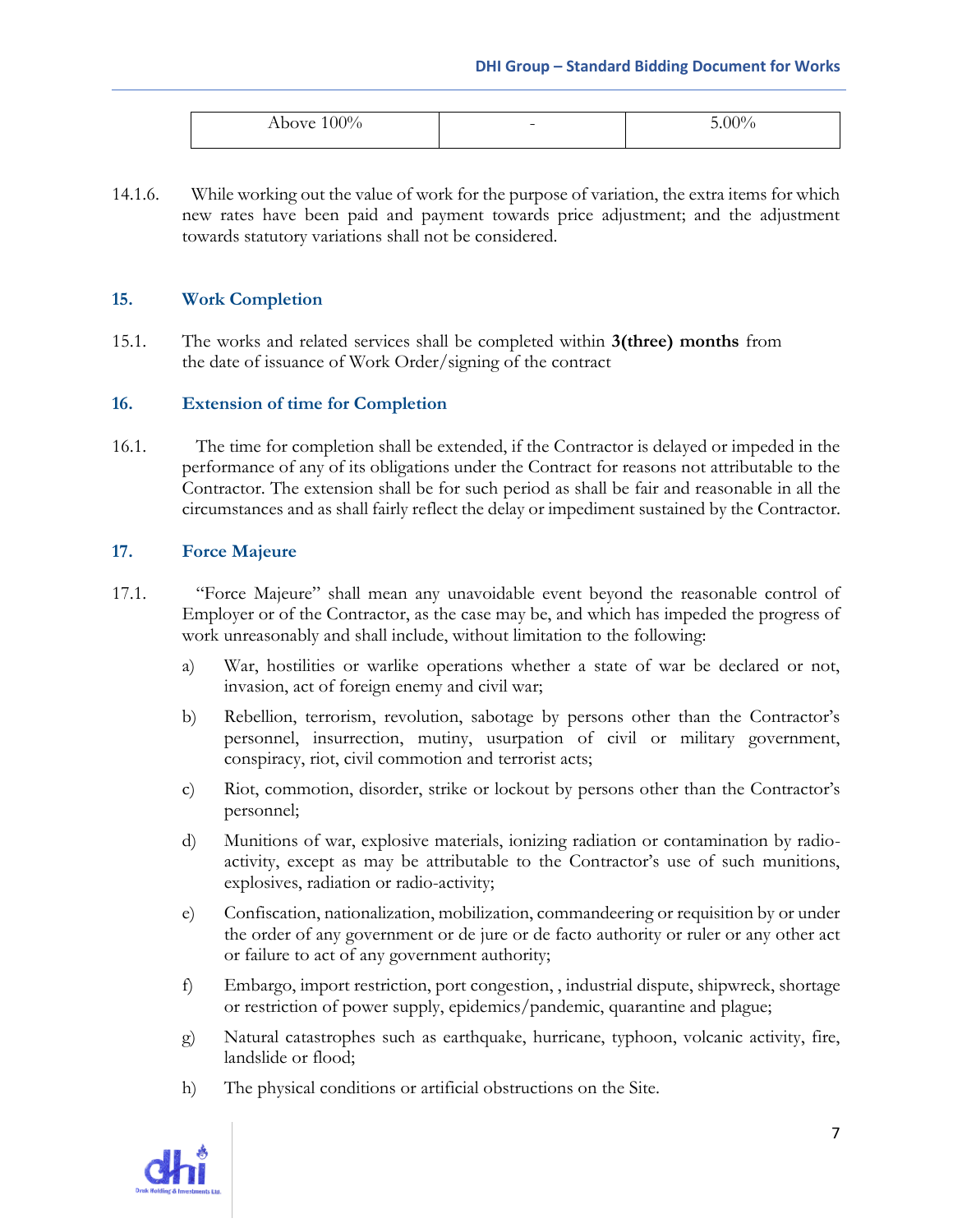| Above 100% | - | 5.00% |
|---|---|---|

14.1.6. While working out the value of work for the purpose of variation, the extra items for which new rates have been paid and payment towards price adjustment; and the adjustment towards statutory variations shall not be considered.

## 15. Work Completion

15.1. The works and related services shall be completed within **3(three) months** from the date of issuance of Work Order/signing of the contract

## 16. Extension of time for Completion

16.1. The time for completion shall be extended, if the Contractor is delayed or impeded in the performance of any of its obligations under the Contract for reasons not attributable to the Contractor. The extension shall be for such period as shall be fair and reasonable in all the circumstances and as shall fairly reflect the delay or impediment sustained by the Contractor.

## 17. Force Majeure

17.1. "Force Majeure" shall mean any unavoidable event beyond the reasonable control of Employer or of the Contractor, as the case may be, and which has impeded the progress of work unreasonably and shall include, without limitation to the following:

a) War, hostilities or warlike operations whether a state of war be declared or not, invasion, act of foreign enemy and civil war;

b) Rebellion, terrorism, revolution, sabotage by persons other than the Contractor's personnel, insurrection, mutiny, usurpation of civil or military government, conspiracy, riot, civil commotion and terrorist acts;

c) Riot, commotion, disorder, strike or lockout by persons other than the Contractor's personnel;

d) Munitions of war, explosive materials, ionizing radiation or contamination by radio-activity, except as may be attributable to the Contractor's use of such munitions, explosives, radiation or radio-activity;

e) Confiscation, nationalization, mobilization, commandeering or requisition by or under the order of any government or de jure or de facto authority or ruler or any other act or failure to act of any government authority;

f) Embargo, import restriction, port congestion, , industrial dispute, shipwreck, shortage or restriction of power supply, epidemics/pandemic, quarantine and plague;

g) Natural catastrophes such as earthquake, hurricane, typhoon, volcanic activity, fire, landslide or flood;

h) The physical conditions or artificial obstructions on the Site.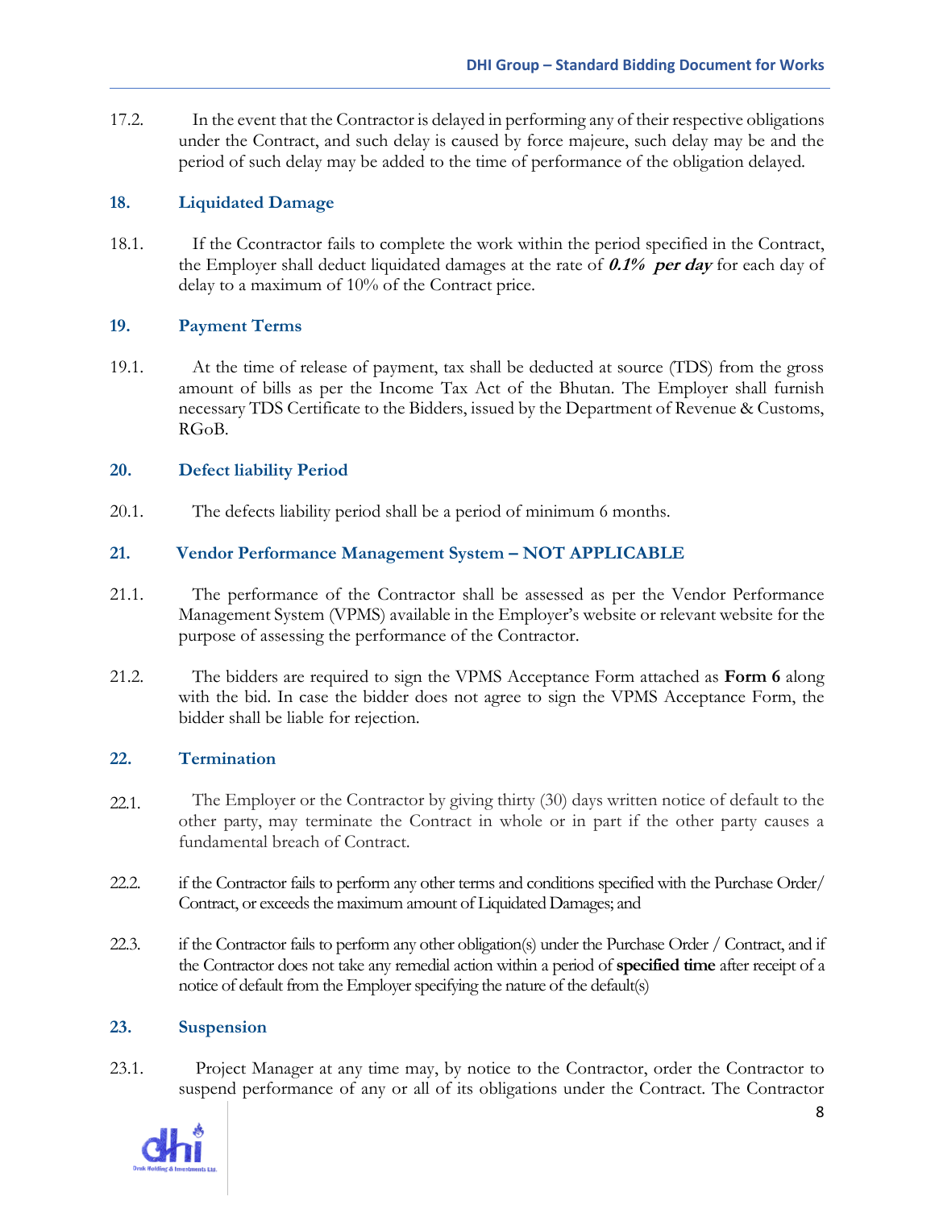17.2. In the event that the Contractor is delayed in performing any of their respective obligations under the Contract, and such delay is caused by force majeure, such delay may be and the period of such delay may be added to the time of performance of the obligation delayed.

## 18. Liquidated Damage

18.1. If the Ccontractor fails to complete the work within the period specified in the Contract, the Employer shall deduct liquidated damages at the rate of ***0.1% per day*** for each day of delay to a maximum of 10% of the Contract price.

## 19. Payment Terms

19.1. At the time of release of payment, tax shall be deducted at source (TDS) from the gross amount of bills as per the Income Tax Act of the Bhutan. The Employer shall furnish necessary TDS Certificate to the Bidders, issued by the Department of Revenue & Customs, RGoB.

## 20. Defect liability Period

20.1. The defects liability period shall be a period of minimum 6 months.

## 21. Vendor Performance Management System – NOT APPLICABLE

21.1. The performance of the Contractor shall be assessed as per the Vendor Performance Management System (VPMS) available in the Employer's website or relevant website for the purpose of assessing the performance of the Contractor.

21.2. The bidders are required to sign the VPMS Acceptance Form attached as **Form 6** along with the bid. In case the bidder does not agree to sign the VPMS Acceptance Form, the bidder shall be liable for rejection.

## 22. Termination

22.1. The Employer or the Contractor by giving thirty (30) days written notice of default to the other party, may terminate the Contract in whole or in part if the other party causes a fundamental breach of Contract.

22.2. if the Contractor fails to perform any other terms and conditions specified with the Purchase Order/ Contract, or exceeds the maximum amount of Liquidated Damages; and

22.3. if the Contractor fails to perform any other obligation(s) under the Purchase Order / Contract, and if the Contractor does not take any remedial action within a period of **specified time** after receipt of a notice of default from the Employer specifying the nature of the default(s)

## 23. Suspension

23.1. Project Manager at any time may, by notice to the Contractor, order the Contractor to suspend performance of any or all of its obligations under the Contract. The Contractor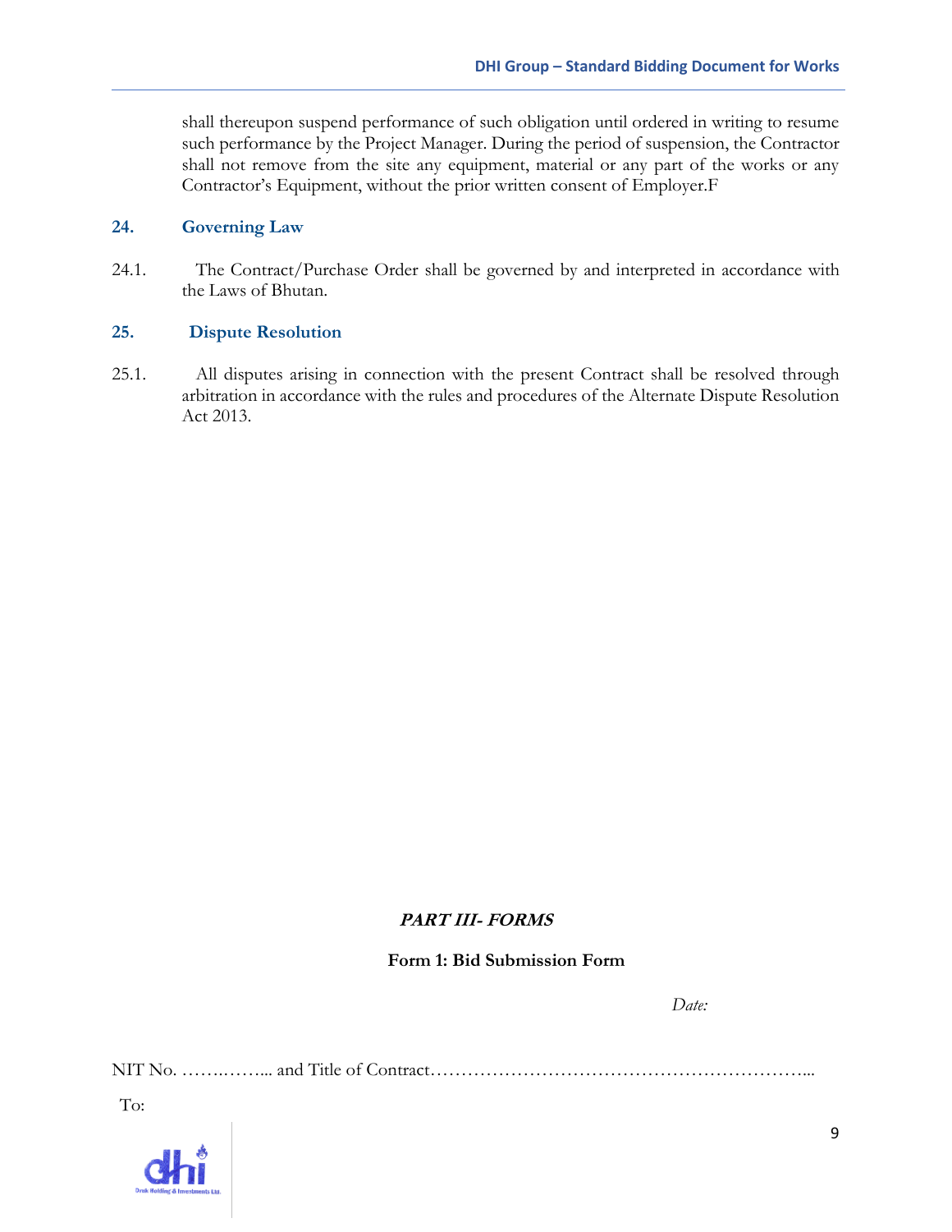shall thereupon suspend performance of such obligation until ordered in writing to resume such performance by the Project Manager. During the period of suspension, the Contractor shall not remove from the site any equipment, material or any part of the works or any Contractor's Equipment, without the prior written consent of Employer.F

## 24. Governing Law

24.1. The Contract/Purchase Order shall be governed by and interpreted in accordance with the Laws of Bhutan.

## 25. Dispute Resolution

25.1. All disputes arising in connection with the present Contract shall be resolved through arbitration in accordance with the rules and procedures of the Alternate Dispute Resolution Act 2013.

# ***PART III- FORMS***

## Form 1: Bid Submission Form

*Date:*

NIT No. ……..……... and Title of Contract……………………………………………………...

To: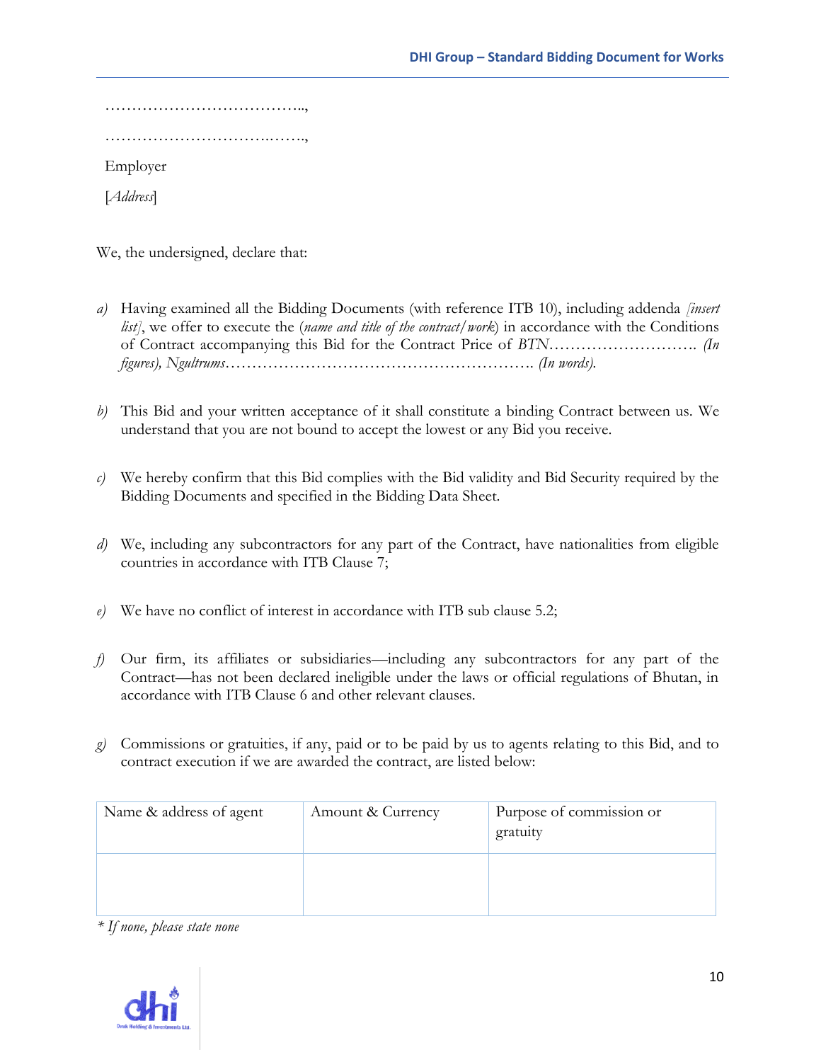………………………………..,

…………………………..…….,

Employer

[*Address*]

We, the undersigned, declare that:

*a)* Having examined all the Bidding Documents (with reference ITB 10), including addenda *[insert list]*, we offer to execute the (*name and title of the contract/work*) in accordance with the Conditions of Contract accompanying this Bid for the Contract Price of *BTN*………………………. *(In figures), Ngultrums*…………………………………………………. *(In words).*

*b)* This Bid and your written acceptance of it shall constitute a binding Contract between us. We understand that you are not bound to accept the lowest or any Bid you receive.

*c)* We hereby confirm that this Bid complies with the Bid validity and Bid Security required by the Bidding Documents and specified in the Bidding Data Sheet.

*d)* We, including any subcontractors for any part of the Contract, have nationalities from eligible countries in accordance with ITB Clause 7;

*e)* We have no conflict of interest in accordance with ITB sub clause 5.2;

*f)* Our firm, its affiliates or subsidiaries—including any subcontractors for any part of the Contract—has not been declared ineligible under the laws or official regulations of Bhutan, in accordance with ITB Clause 6 and other relevant clauses.

*g)* Commissions or gratuities, if any, paid or to be paid by us to agents relating to this Bid, and to contract execution if we are awarded the contract, are listed below:

| Name & address of agent | Amount & Currency | Purpose of commission or gratuity |
|---|---|---|
| | | |

*\* If none, please state none*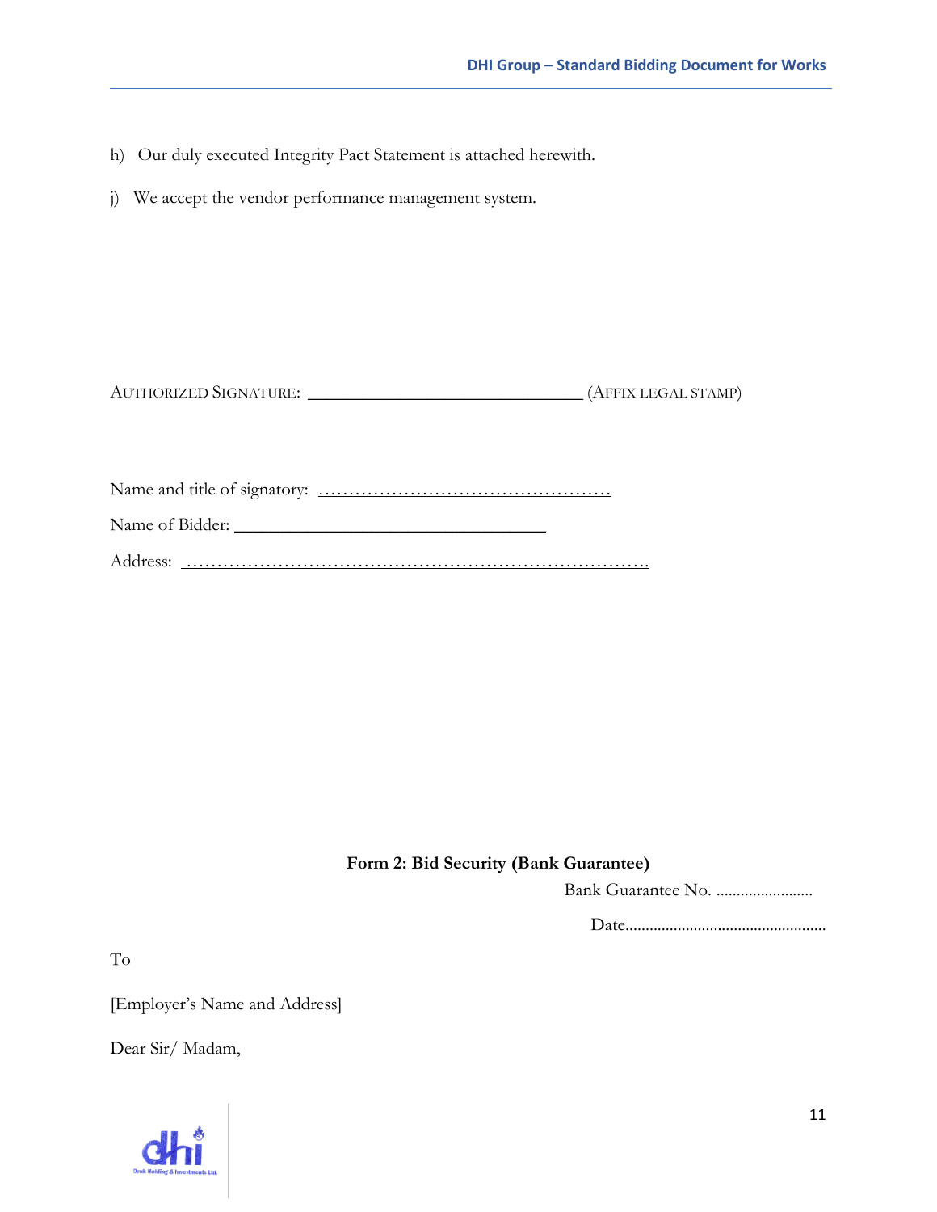h) Our duly executed Integrity Pact Statement is attached herewith.

j) We accept the vendor performance management system.

AUTHORIZED SIGNATURE: ______________________________ (AFFIX LEGAL STAMP)

Name and title of signatory: ……………………………………………

Name of Bidder: ________________________________

Address: ……………………………………………………………………….

**Form 2: Bid Security (Bank Guarantee)**

Bank Guarantee No. ........................

Date..................................................

To

[Employer's Name and Address]

Dear Sir/ Madam,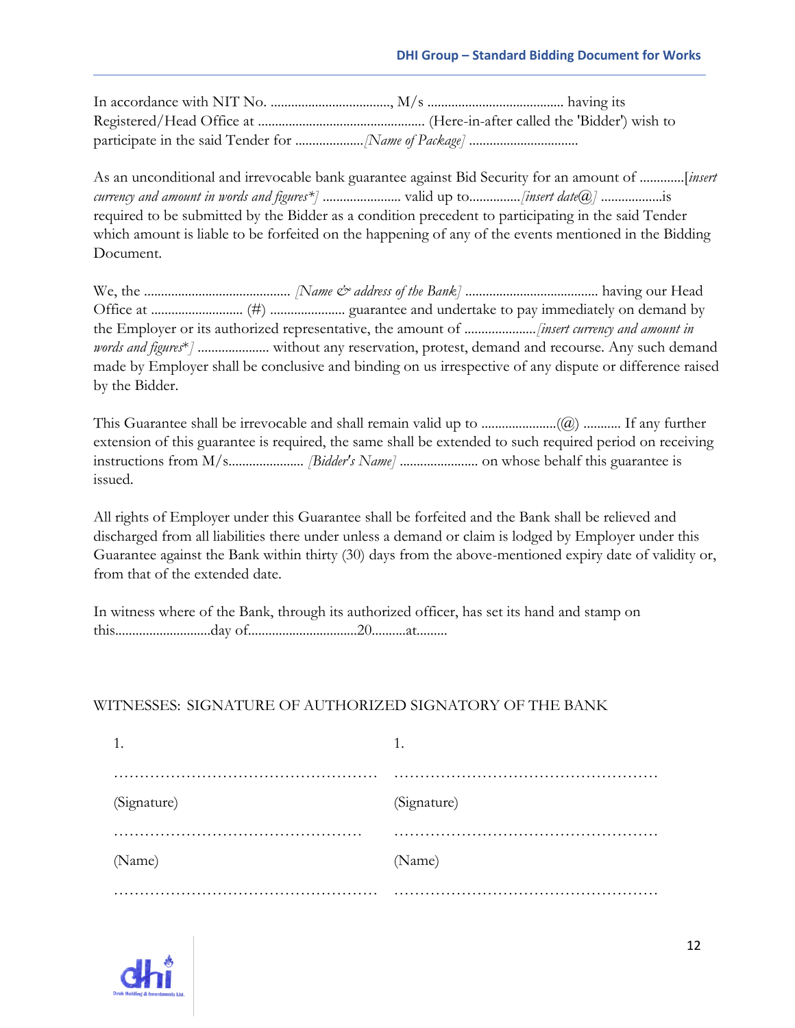In accordance with NIT No. ..................................., M/s ........................................ having its Registered/Head Office at ................................................. (Here-in-after called the 'Bidder') wish to participate in the said Tender for ....................*[Name of Package]* ................................

As an unconditional and irrevocable bank guarantee against Bid Security for an amount of .............[*insert currency and amount in words and figures*]* ....................... valid up to...............*[insert date@]* ..................is required to be submitted by the Bidder as a condition precedent to participating in the said Tender which amount is liable to be forfeited on the happening of any of the events mentioned in the Bidding Document.

We, the .......................................... *[Name & address of the Bank]* ....................................... having our Head Office at ........................... (#) ...................... guarantee and undertake to pay immediately on demand by the Employer or its authorized representative, the amount of .....................*[insert currency and amount in words and figures*]* ..................... without any reservation, protest, demand and recourse. Any such demand made by Employer shall be conclusive and binding on us irrespective of any dispute or difference raised by the Bidder.

This Guarantee shall be irrevocable and shall remain valid up to ......................(@) ........... If any further extension of this guarantee is required, the same shall be extended to such required period on receiving instructions from M/s...................... *[Bidder's Name]* ....................... on whose behalf this guarantee is issued.

All rights of Employer under this Guarantee shall be forfeited and the Bank shall be relieved and discharged from all liabilities there under unless a demand or claim is lodged by Employer under this Guarantee against the Bank within thirty (30) days from the above-mentioned expiry date of validity or, from that of the extended date.

In witness where of the Bank, through its authorized officer, has set its hand and stamp on this............................day of................................20..........at.........

WITNESSES: SIGNATURE OF AUTHORIZED SIGNATORY OF THE BANK

| WITNESSES | SIGNATURE OF AUTHORIZED SIGNATORY OF THE BANK |
|---|---|
| 1. | 1. |
| ................................................... | ................................................... |
| (Signature) | (Signature) |
| ................................................... | ................................................... |
| (Name) | (Name) |
| ................................................... | ................................................... |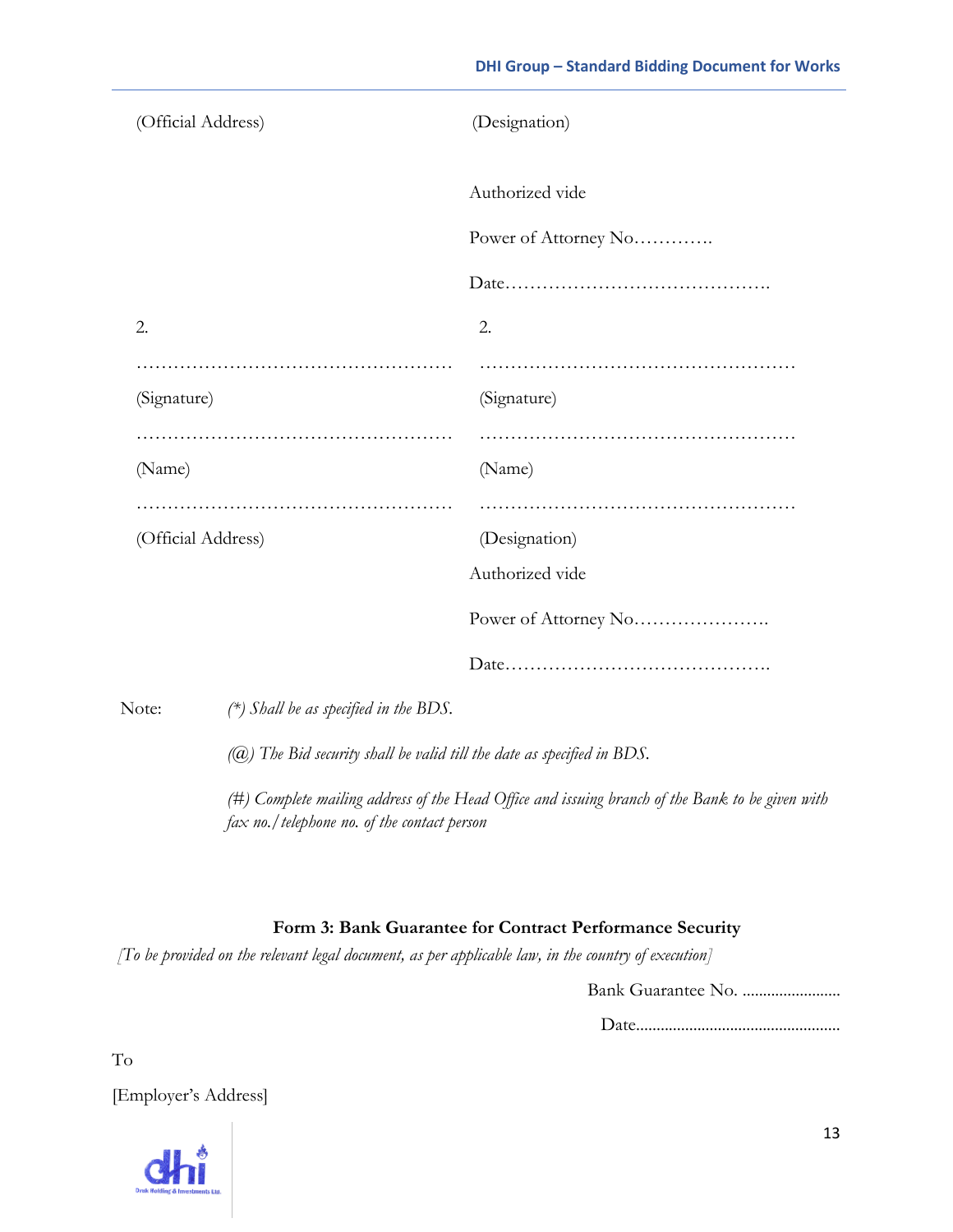| (Official Address) | (Designation) |
|---|---|
| | Authorized vide |
| | Power of Attorney No…………. |
| | Date……………………………………. |
| 2. | 2. |
| …………………………………………… | …………………………………………… |
| (Signature) | (Signature) |
| …………………………………………… | …………………………………………… |
| (Name) | (Name) |
| …………………………………………… | …………………………………………… |
| (Official Address) | (Designation) |
| | Authorized vide |
| | Power of Attorney No…………………. |
| | Date……………………………………. |

Note:

*(*) Shall be as specified in the BDS.*

*(@) The Bid security shall be valid till the date as specified in BDS.*

*(#) Complete mailing address of the Head Office and issuing branch of the Bank to be given with fax no./telephone no. of the contact person*

## Form 3: Bank Guarantee for Contract Performance Security

*[To be provided on the relevant legal document, as per applicable law, in the country of execution]*

Bank Guarantee No. ........................

Date.................................................

To

[Employer's Address]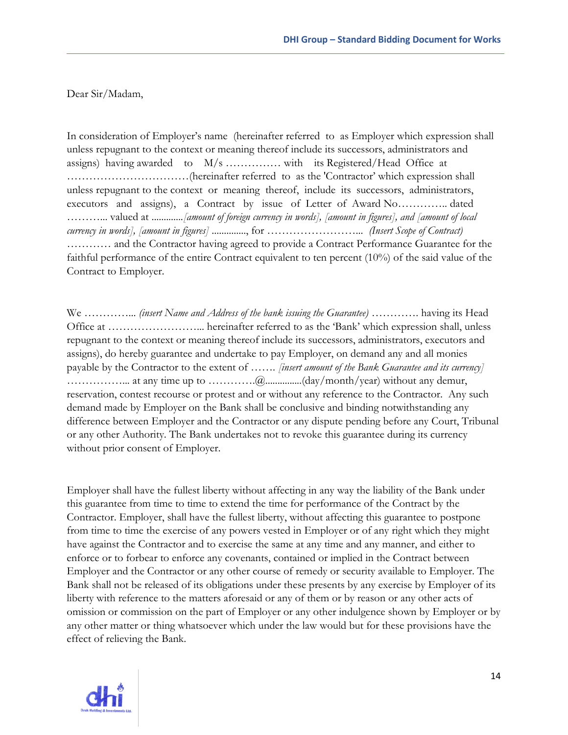Dear Sir/Madam,

In consideration of Employer's name (hereinafter referred to as Employer which expression shall unless repugnant to the context or meaning thereof include its successors, administrators and assigns) having awarded to M/s …………… with its Registered/Head Office at ……………………………(hereinafter referred to as the 'Contractor' which expression shall unless repugnant to the context or meaning thereof, include its successors, administrators, executors and assigns), a Contract by issue of Letter of Award No………….. dated ………... valued at .............*[amount of foreign currency in words], [amount in figures], and [amount of local currency in words], [amount in figures]* .............., for ……………………... *(Insert Scope of Contract)* ………… and the Contractor having agreed to provide a Contract Performance Guarantee for the faithful performance of the entire Contract equivalent to ten percent (10%) of the said value of the Contract to Employer.

We …………... *(insert Name and Address of the bank issuing the Guarantee)* …………. having its Head Office at ……………………... hereinafter referred to as the 'Bank' which expression shall, unless repugnant to the context or meaning thereof include its successors, administrators, executors and assigns), do hereby guarantee and undertake to pay Employer, on demand any and all monies payable by the Contractor to the extent of ……. *[insert amount of the Bank Guarantee and its currency]* ……………... at any time up to ………….@...............(day/month/year) without any demur, reservation, contest recourse or protest and or without any reference to the Contractor. Any such demand made by Employer on the Bank shall be conclusive and binding notwithstanding any difference between Employer and the Contractor or any dispute pending before any Court, Tribunal or any other Authority. The Bank undertakes not to revoke this guarantee during its currency without prior consent of Employer.

Employer shall have the fullest liberty without affecting in any way the liability of the Bank under this guarantee from time to time to extend the time for performance of the Contract by the Contractor. Employer, shall have the fullest liberty, without affecting this guarantee to postpone from time to time the exercise of any powers vested in Employer or of any right which they might have against the Contractor and to exercise the same at any time and any manner, and either to enforce or to forbear to enforce any covenants, contained or implied in the Contract between Employer and the Contractor or any other course of remedy or security available to Employer. The Bank shall not be released of its obligations under these presents by any exercise by Employer of its liberty with reference to the matters aforesaid or any of them or by reason or any other acts of omission or commission on the part of Employer or any other indulgence shown by Employer or by any other matter or thing whatsoever which under the law would but for these provisions have the effect of relieving the Bank.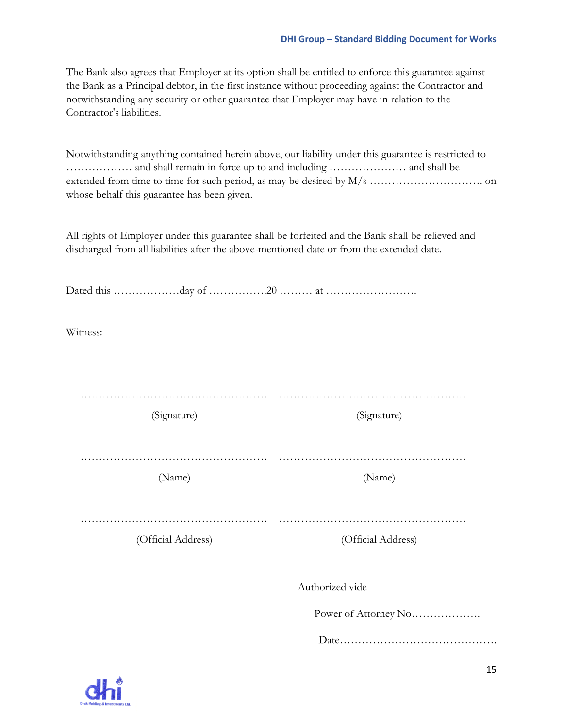The Bank also agrees that Employer at its option shall be entitled to enforce this guarantee against the Bank as a Principal debtor, in the first instance without proceeding against the Contractor and notwithstanding any security or other guarantee that Employer may have in relation to the Contractor's liabilities.

Notwithstanding anything contained herein above, our liability under this guarantee is restricted to ……………… and shall remain in force up to and including ………………… and shall be extended from time to time for such period, as may be desired by M/s …………………………. on whose behalf this guarantee has been given.

All rights of Employer under this guarantee shall be forfeited and the Bank shall be relieved and discharged from all liabilities after the above-mentioned date or from the extended date.

Dated this ………………day of …………….20 ……… at …………………….

Witness:

| …………………………………………… | …………………………………………… |
|---|---|
| (Signature) | (Signature) |
| …………………………………………… | …………………………………………… |
| (Name) | (Name) |
| …………………………………………… | …………………………………………… |
| (Official Address) | (Official Address) |

Authorized vide

Power of Attorney No……………….

Date…………………………………….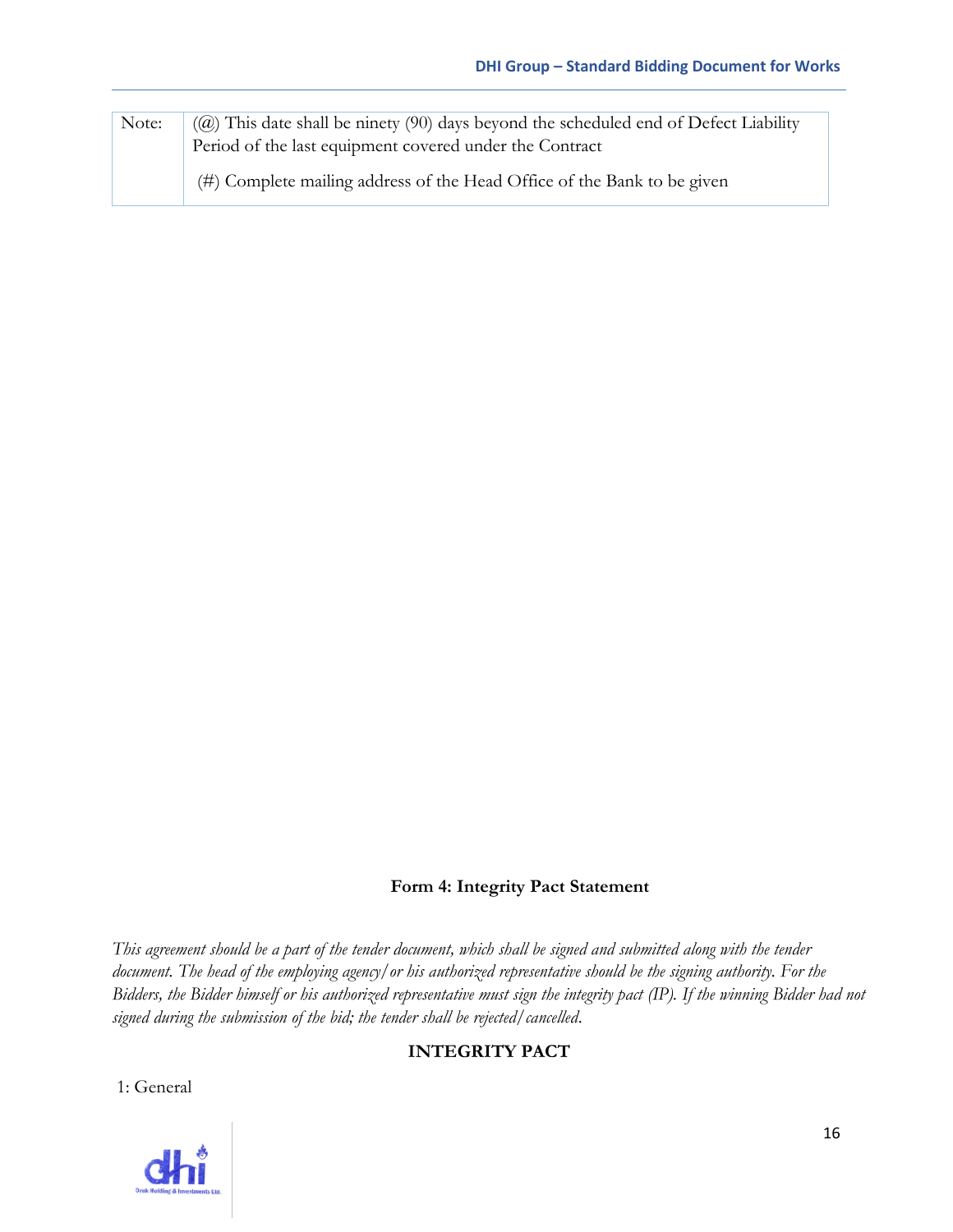| Note: | (@) This date shall be ninety (90) days beyond the scheduled end of Defect Liability Period of the last equipment covered under the Contract<br><br>(#) Complete mailing address of the Head Office of the Bank to be given |
|---|---|

**Form 4: Integrity Pact Statement**

*This agreement should be a part of the tender document, which shall be signed and submitted along with the tender document. The head of the employing agency/or his authorized representative should be the signing authority. For the Bidders, the Bidder himself or his authorized representative must sign the integrity pact (IP). If the winning Bidder had not signed during the submission of the bid; the tender shall be rejected/cancelled.*

**INTEGRITY PACT**

1: General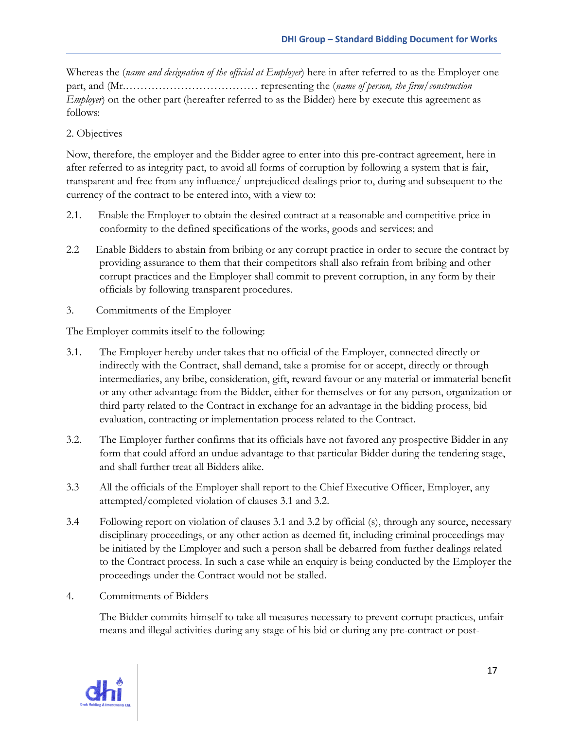Whereas the (*name and designation of the official at Employer*) here in after referred to as the Employer one part, and (Mr.……………………………… representing the (*name of person, the firm/construction Employer*) on the other part (hereafter referred to as the Bidder) here by execute this agreement as follows:

2. Objectives

Now, therefore, the employer and the Bidder agree to enter into this pre-contract agreement, here in after referred to as integrity pact, to avoid all forms of corruption by following a system that is fair, transparent and free from any influence/ unprejudiced dealings prior to, during and subsequent to the currency of the contract to be entered into, with a view to:

2.1. Enable the Employer to obtain the desired contract at a reasonable and competitive price in conformity to the defined specifications of the works, goods and services; and

2.2 Enable Bidders to abstain from bribing or any corrupt practice in order to secure the contract by providing assurance to them that their competitors shall also refrain from bribing and other corrupt practices and the Employer shall commit to prevent corruption, in any form by their officials by following transparent procedures.

3. Commitments of the Employer

The Employer commits itself to the following:

3.1. The Employer hereby under takes that no official of the Employer, connected directly or indirectly with the Contract, shall demand, take a promise for or accept, directly or through intermediaries, any bribe, consideration, gift, reward favour or any material or immaterial benefit or any other advantage from the Bidder, either for themselves or for any person, organization or third party related to the Contract in exchange for an advantage in the bidding process, bid evaluation, contracting or implementation process related to the Contract.

3.2. The Employer further confirms that its officials have not favored any prospective Bidder in any form that could afford an undue advantage to that particular Bidder during the tendering stage, and shall further treat all Bidders alike.

3.3 All the officials of the Employer shall report to the Chief Executive Officer, Employer, any attempted/completed violation of clauses 3.1 and 3.2.

3.4 Following report on violation of clauses 3.1 and 3.2 by official (s), through any source, necessary disciplinary proceedings, or any other action as deemed fit, including criminal proceedings may be initiated by the Employer and such a person shall be debarred from further dealings related to the Contract process. In such a case while an enquiry is being conducted by the Employer the proceedings under the Contract would not be stalled.

4. Commitments of Bidders

The Bidder commits himself to take all measures necessary to prevent corrupt practices, unfair means and illegal activities during any stage of his bid or during any pre-contract or post-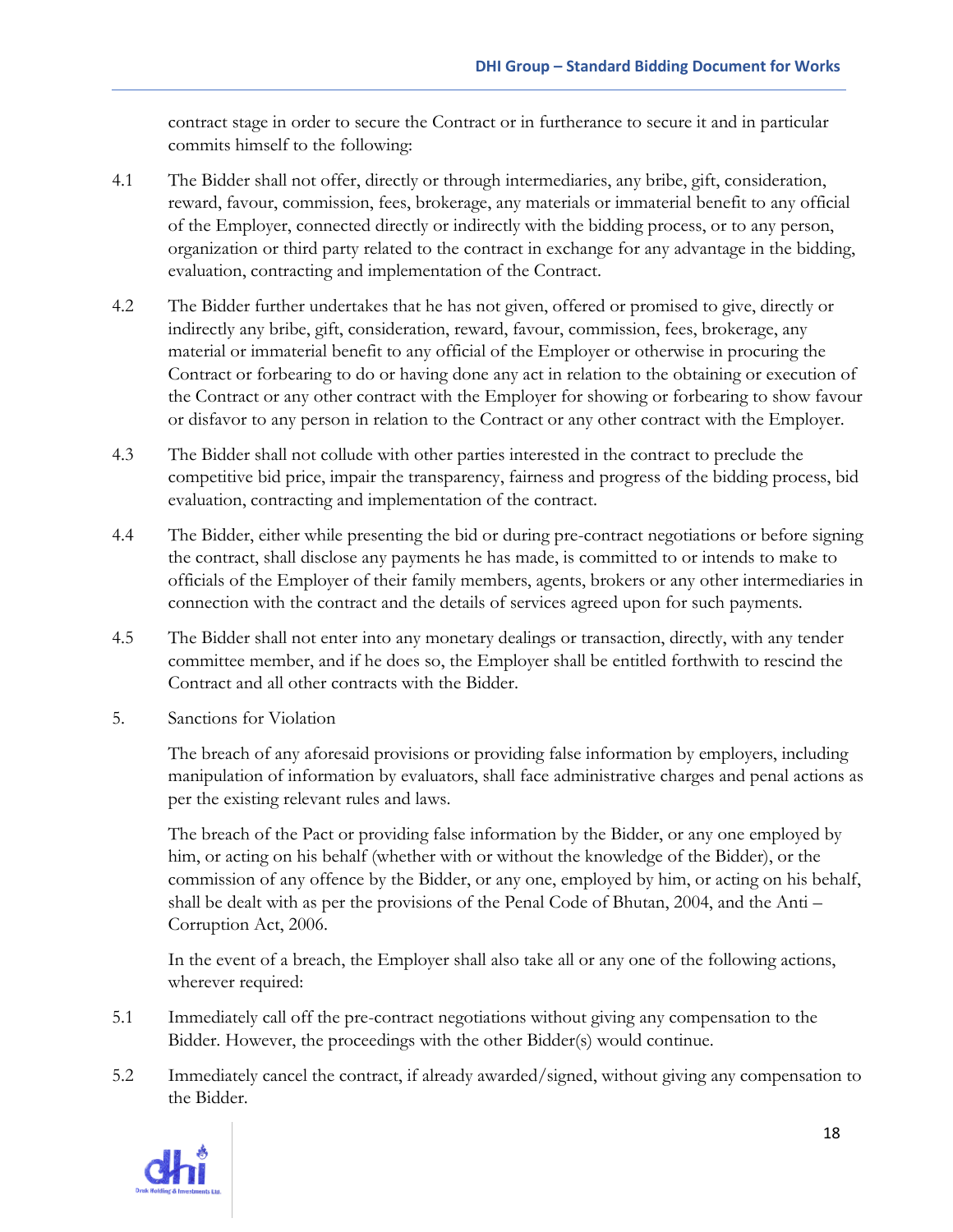contract stage in order to secure the Contract or in furtherance to secure it and in particular commits himself to the following:

4.1 The Bidder shall not offer, directly or through intermediaries, any bribe, gift, consideration, reward, favour, commission, fees, brokerage, any materials or immaterial benefit to any official of the Employer, connected directly or indirectly with the bidding process, or to any person, organization or third party related to the contract in exchange for any advantage in the bidding, evaluation, contracting and implementation of the Contract.

4.2 The Bidder further undertakes that he has not given, offered or promised to give, directly or indirectly any bribe, gift, consideration, reward, favour, commission, fees, brokerage, any material or immaterial benefit to any official of the Employer or otherwise in procuring the Contract or forbearing to do or having done any act in relation to the obtaining or execution of the Contract or any other contract with the Employer for showing or forbearing to show favour or disfavor to any person in relation to the Contract or any other contract with the Employer.

4.3 The Bidder shall not collude with other parties interested in the contract to preclude the competitive bid price, impair the transparency, fairness and progress of the bidding process, bid evaluation, contracting and implementation of the contract.

4.4 The Bidder, either while presenting the bid or during pre-contract negotiations or before signing the contract, shall disclose any payments he has made, is committed to or intends to make to officials of the Employer of their family members, agents, brokers or any other intermediaries in connection with the contract and the details of services agreed upon for such payments.

4.5 The Bidder shall not enter into any monetary dealings or transaction, directly, with any tender committee member, and if he does so, the Employer shall be entitled forthwith to rescind the Contract and all other contracts with the Bidder.

5. Sanctions for Violation

The breach of any aforesaid provisions or providing false information by employers, including manipulation of information by evaluators, shall face administrative charges and penal actions as per the existing relevant rules and laws.

The breach of the Pact or providing false information by the Bidder, or any one employed by him, or acting on his behalf (whether with or without the knowledge of the Bidder), or the commission of any offence by the Bidder, or any one, employed by him, or acting on his behalf, shall be dealt with as per the provisions of the Penal Code of Bhutan, 2004, and the Anti – Corruption Act, 2006.

In the event of a breach, the Employer shall also take all or any one of the following actions, wherever required:

5.1 Immediately call off the pre-contract negotiations without giving any compensation to the Bidder. However, the proceedings with the other Bidder(s) would continue.

5.2 Immediately cancel the contract, if already awarded/signed, without giving any compensation to the Bidder.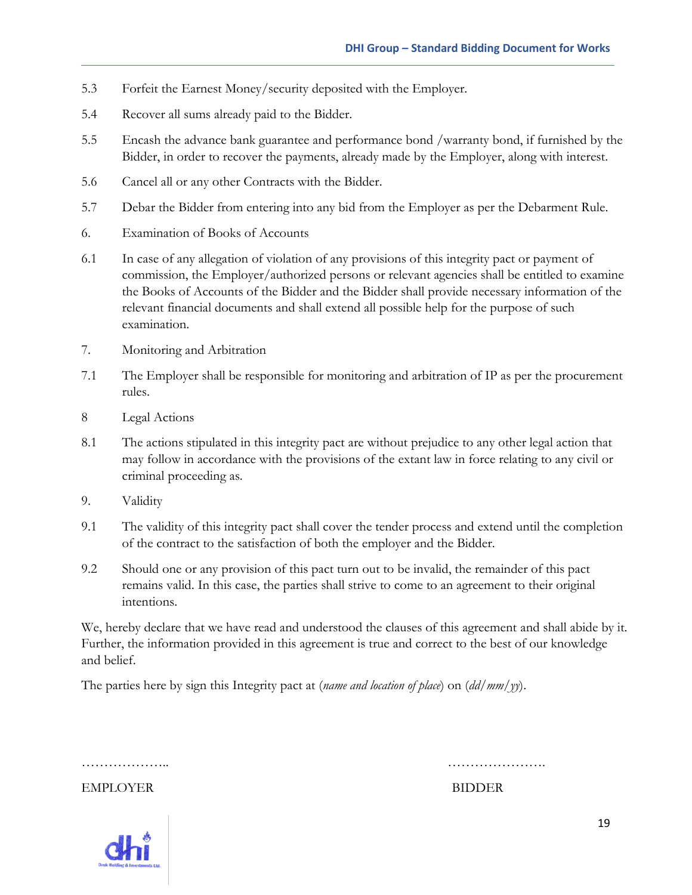5.3 Forfeit the Earnest Money/security deposited with the Employer.

5.4 Recover all sums already paid to the Bidder.

5.5 Encash the advance bank guarantee and performance bond /warranty bond, if furnished by the Bidder, in order to recover the payments, already made by the Employer, along with interest.

5.6 Cancel all or any other Contracts with the Bidder.

5.7 Debar the Bidder from entering into any bid from the Employer as per the Debarment Rule.

6. Examination of Books of Accounts

6.1 In case of any allegation of violation of any provisions of this integrity pact or payment of commission, the Employer/authorized persons or relevant agencies shall be entitled to examine the Books of Accounts of the Bidder and the Bidder shall provide necessary information of the relevant financial documents and shall extend all possible help for the purpose of such examination.

7. Monitoring and Arbitration

7.1 The Employer shall be responsible for monitoring and arbitration of IP as per the procurement rules.

8 Legal Actions

8.1 The actions stipulated in this integrity pact are without prejudice to any other legal action that may follow in accordance with the provisions of the extant law in force relating to any civil or criminal proceeding as.

9. Validity

9.1 The validity of this integrity pact shall cover the tender process and extend until the completion of the contract to the satisfaction of both the employer and the Bidder.

9.2 Should one or any provision of this pact turn out to be invalid, the remainder of this pact remains valid. In this case, the parties shall strive to come to an agreement to their original intentions.

We, hereby declare that we have read and understood the clauses of this agreement and shall abide by it. Further, the information provided in this agreement is true and correct to the best of our knowledge and belief.

The parties here by sign this Integrity pact at (*name and location of place*) on (*dd/mm/yy*).

……………….. ………………….

EMPLOYER BIDDER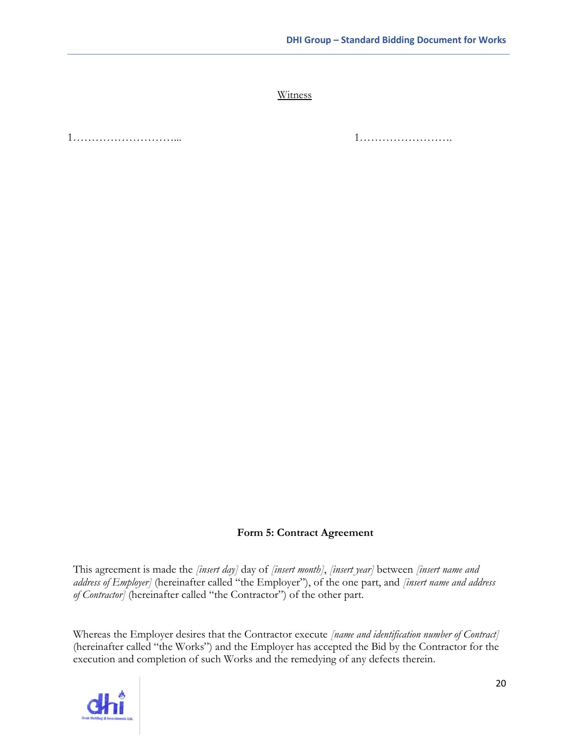Witness

1……………………….. 1…………………….

**Form 5: Contract Agreement**

This agreement is made the *[insert day]* day of *[insert month]*, *[insert year]* between *[insert name and address of Employer]* (hereinafter called "the Employer"), of the one part, and *[insert name and address of Contractor]* (hereinafter called "the Contractor") of the other part.

Whereas the Employer desires that the Contractor execute *[name and identification number of Contract]* (hereinafter called "the Works") and the Employer has accepted the Bid by the Contractor for the execution and completion of such Works and the remedying of any defects therein.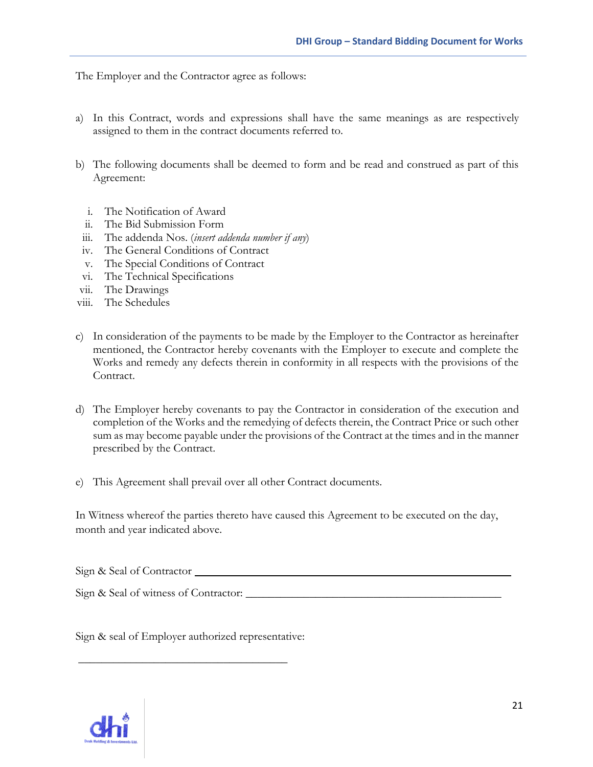The Employer and the Contractor agree as follows:

a) In this Contract, words and expressions shall have the same meanings as are respectively assigned to them in the contract documents referred to.

b) The following documents shall be deemed to form and be read and construed as part of this Agreement:

   i. The Notification of Award
   ii. The Bid Submission Form
   iii. The addenda Nos. (*insert addenda number if any*)
   iv. The General Conditions of Contract
   v. The Special Conditions of Contract
   vi. The Technical Specifications
   vii. The Drawings
   viii. The Schedules

c) In consideration of the payments to be made by the Employer to the Contractor as hereinafter mentioned, the Contractor hereby covenants with the Employer to execute and complete the Works and remedy any defects therein in conformity in all respects with the provisions of the Contract.

d) The Employer hereby covenants to pay the Contractor in consideration of the execution and completion of the Works and the remedying of defects therein, the Contract Price or such other sum as may become payable under the provisions of the Contract at the times and in the manner prescribed by the Contract.

e) This Agreement shall prevail over all other Contract documents.

In Witness whereof the parties thereto have caused this Agreement to be executed on the day, month and year indicated above.

Sign & Seal of Contractor ____________________________________________

Sign & Seal of witness of Contractor: ____________________________________________

Sign & seal of Employer authorized representative:

____________________________________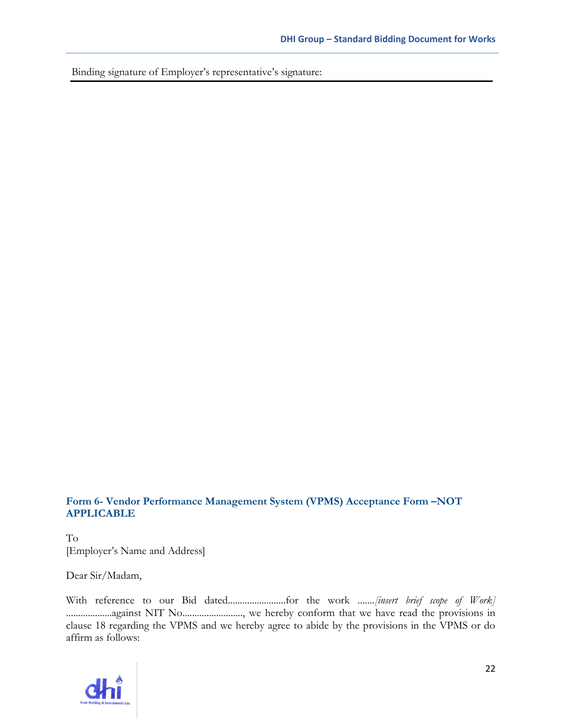Binding signature of Employer's representative's signature:

---

### Form 6- Vendor Performance Management System (VPMS) Acceptance Form –NOT APPLICABLE

To
[Employer's Name and Address]

Dear Sir/Madam,

With reference to our Bid dated........................for the work .......*[insert brief scope of Work]* ...................against NIT No........................., we hereby conform that we have read the provisions in clause 18 regarding the VPMS and we hereby agree to abide by the provisions in the VPMS or do affirm as follows: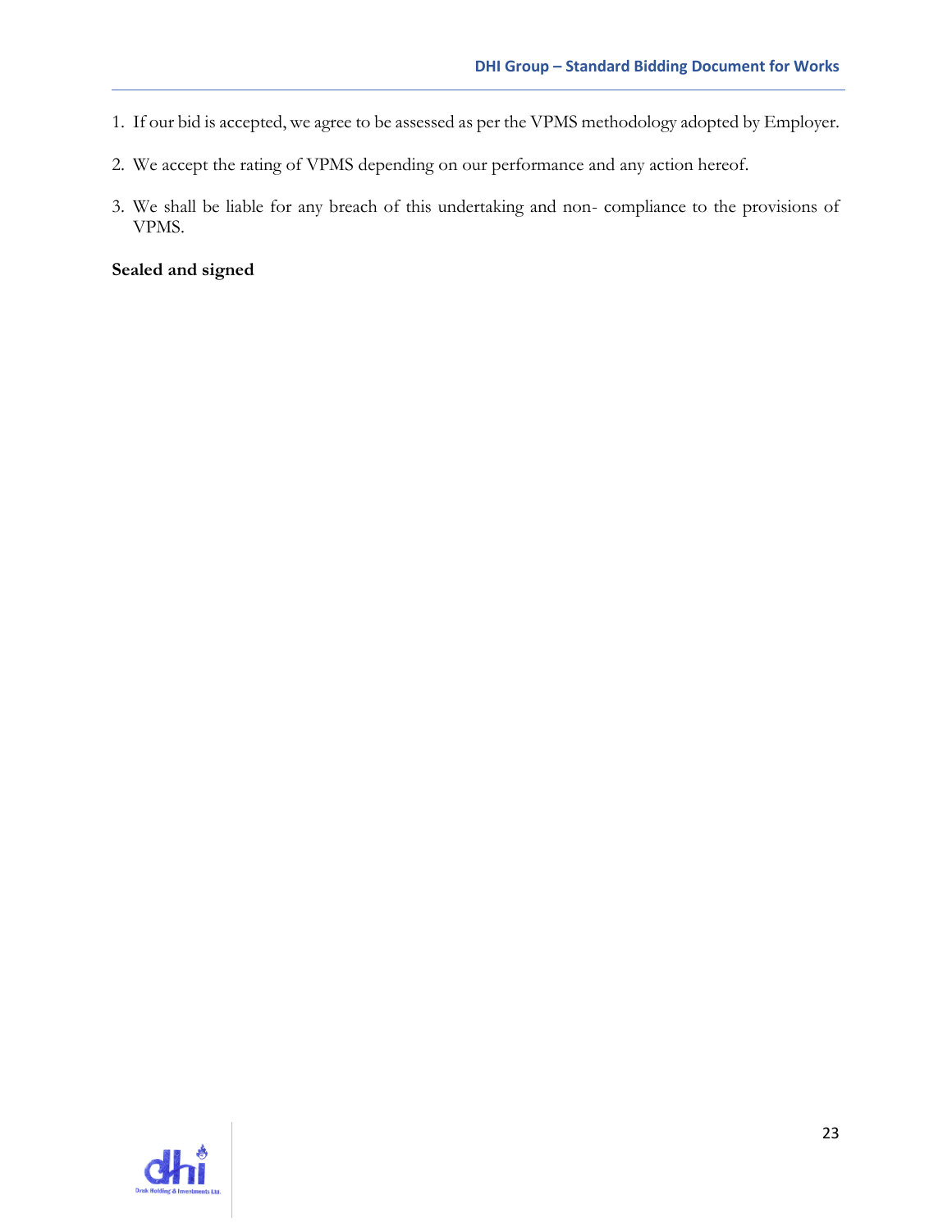1. If our bid is accepted, we agree to be assessed as per the VPMS methodology adopted by Employer.
2. We accept the rating of VPMS depending on our performance and any action hereof.
3. We shall be liable for any breach of this undertaking and non- compliance to the provisions of VPMS.

**Sealed and signed**